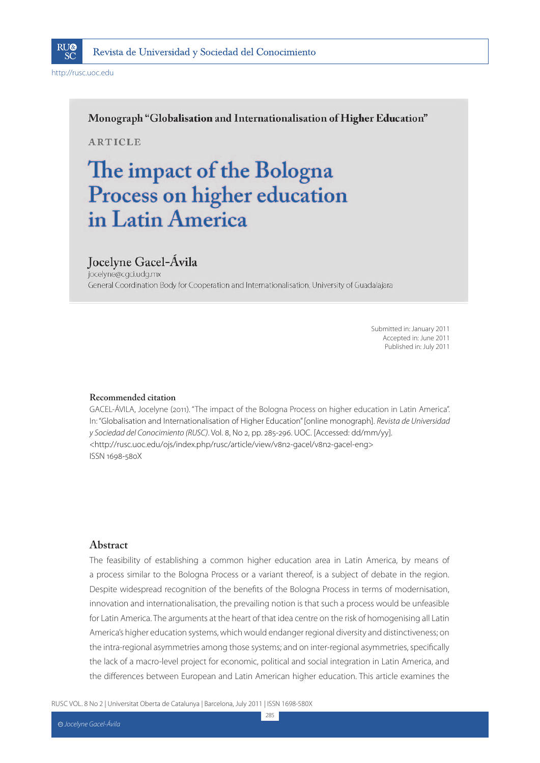Monograph "Globalisation and Internationalisation of Higher Education"

ARTICLE

# The impact of the Bologna Process on higher education in Latin America

## Jocelyne Gacel-Ávila

jocelyne@cgci.udg.mx

General Coordination Body for Cooperation and Internationalisation, University of Guadalajara

Submitted in: January 2011
Accepted in: June 2011
Published in: July 2011

### Recommended citation

GACEL-ÁVILA, Jocelyne (2011). "The impact of the Bologna Process on higher education in Latin America". In: "Globalisation and Internationalisation of Higher Education" [online monograph]. *Revista de Universidad y Sociedad del Conocimiento (RUSC)*. Vol. 8, No 2, pp. 285-296. UOC. [Accessed: dd/mm/yy].
<http://rusc.uoc.edu/ojs/index.php/rusc/article/view/v8n2-gacel/v8n2-gacel-eng>
ISSN 1698-580X

### Abstract

The feasibility of establishing a common higher education area in Latin America, by means of a process similar to the Bologna Process or a variant thereof, is a subject of debate in the region. Despite widespread recognition of the benefits of the Bologna Process in terms of modernisation, innovation and internationalisation, the prevailing notion is that such a process would be unfeasible for Latin America. The arguments at the heart of that idea centre on the risk of homogenising all Latin America's higher education systems, which would endanger regional diversity and distinctiveness; on the intra-regional asymmetries among those systems; and on inter-regional asymmetries, specifically the lack of a macro-level project for economic, political and social integration in Latin America, and the differences between European and Latin American higher education. This article examines the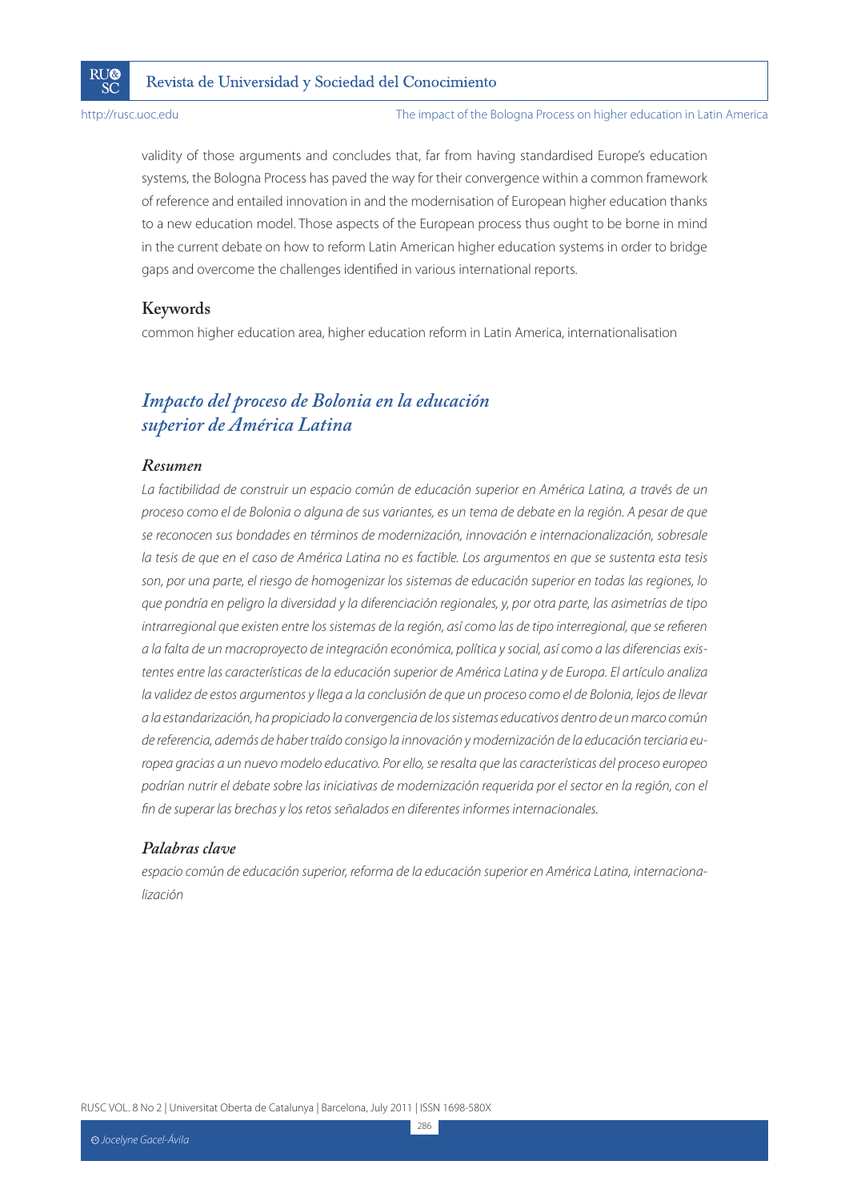validity of those arguments and concludes that, far from having standardised Europe's education systems, the Bologna Process has paved the way for their convergence within a common framework of reference and entailed innovation in and the modernisation of European higher education thanks to a new education model. Those aspects of the European process thus ought to be borne in mind in the current debate on how to reform Latin American higher education systems in order to bridge gaps and overcome the challenges identified in various international reports.

### Keywords

common higher education area, higher education reform in Latin America, internationalisation

## *Impacto del proceso de Bolonia en la educación superior de América Latina*

### *Resumen*

*La factibilidad de construir un espacio común de educación superior en América Latina, a través de un proceso como el de Bolonia o alguna de sus variantes, es un tema de debate en la región. A pesar de que se reconocen sus bondades en términos de modernización, innovación e internacionalización, sobresale la tesis de que en el caso de América Latina no es factible. Los argumentos en que se sustenta esta tesis son, por una parte, el riesgo de homogenizar los sistemas de educación superior en todas las regiones, lo que pondría en peligro la diversidad y la diferenciación regionales, y, por otra parte, las asimetrías de tipo intrarregional que existen entre los sistemas de la región, así como las de tipo interregional, que se refieren a la falta de un macroproyecto de integración económica, política y social, así como a las diferencias existentes entre las características de la educación superior de América Latina y de Europa. El artículo analiza la validez de estos argumentos y llega a la conclusión de que un proceso como el de Bolonia, lejos de llevar a la estandarización, ha propiciado la convergencia de los sistemas educativos dentro de un marco común de referencia, además de haber traído consigo la innovación y modernización de la educación terciaria europea gracias a un nuevo modelo educativo. Por ello, se resalta que las características del proceso europeo podrían nutrir el debate sobre las iniciativas de modernización requerida por el sector en la región, con el fin de superar las brechas y los retos señalados en diferentes informes internacionales.*

### *Palabras clave*

*espacio común de educación superior, reforma de la educación superior en América Latina, internacionalización*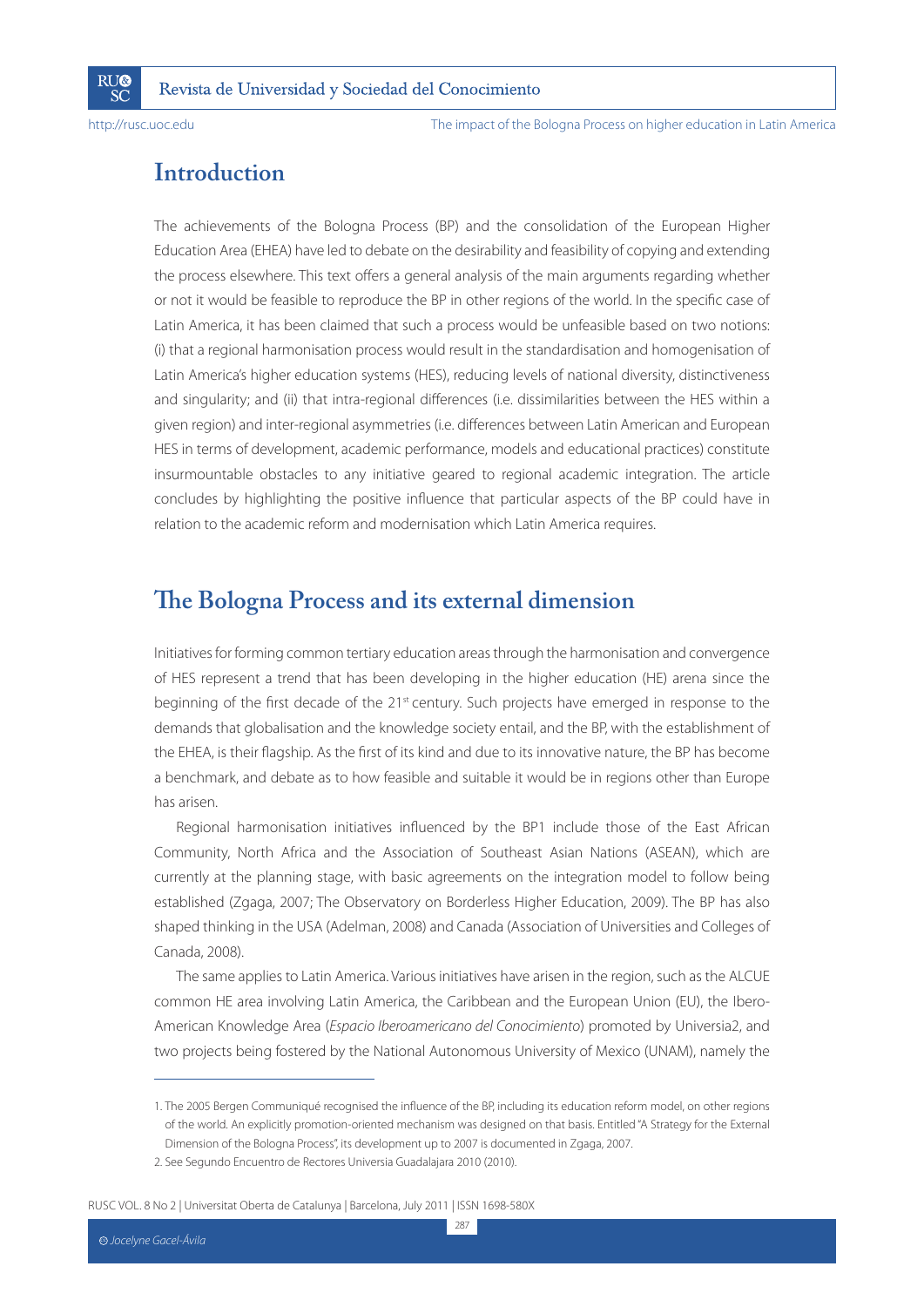## Introduction

The achievements of the Bologna Process (BP) and the consolidation of the European Higher Education Area (EHEA) have led to debate on the desirability and feasibility of copying and extending the process elsewhere. This text offers a general analysis of the main arguments regarding whether or not it would be feasible to reproduce the BP in other regions of the world. In the specific case of Latin America, it has been claimed that such a process would be unfeasible based on two notions: (i) that a regional harmonisation process would result in the standardisation and homogenisation of Latin America's higher education systems (HES), reducing levels of national diversity, distinctiveness and singularity; and (ii) that intra-regional differences (i.e. dissimilarities between the HES within a given region) and inter-regional asymmetries (i.e. differences between Latin American and European HES in terms of development, academic performance, models and educational practices) constitute insurmountable obstacles to any initiative geared to regional academic integration. The article concludes by highlighting the positive influence that particular aspects of the BP could have in relation to the academic reform and modernisation which Latin America requires.

## The Bologna Process and its external dimension

Initiatives for forming common tertiary education areas through the harmonisation and convergence of HES represent a trend that has been developing in the higher education (HE) arena since the beginning of the first decade of the 21st century. Such projects have emerged in response to the demands that globalisation and the knowledge society entail, and the BP, with the establishment of the EHEA, is their flagship. As the first of its kind and due to its innovative nature, the BP has become a benchmark, and debate as to how feasible and suitable it would be in regions other than Europe has arisen.

Regional harmonisation initiatives influenced by the BP[1] include those of the East African Community, North Africa and the Association of Southeast Asian Nations (ASEAN), which are currently at the planning stage, with basic agreements on the integration model to follow being established (Zgaga, 2007; The Observatory on Borderless Higher Education, 2009). The BP has also shaped thinking in the USA (Adelman, 2008) and Canada (Association of Universities and Colleges of Canada, 2008).

The same applies to Latin America. Various initiatives have arisen in the region, such as the ALCUE common HE area involving Latin America, the Caribbean and the European Union (EU), the Ibero-American Knowledge Area (*Espacio Iberoamericano del Conocimiento*) promoted by Universia[2], and two projects being fostered by the National Autonomous University of Mexico (UNAM), namely the

---

1. The 2005 Bergen Communiqué recognised the influence of the BP, including its education reform model, on other regions of the world. An explicitly promotion-oriented mechanism was designed on that basis. Entitled "A Strategy for the External Dimension of the Bologna Process", its development up to 2007 is documented in Zgaga, 2007.

2. See Segundo Encuentro de Rectores Universia Guadalajara 2010 (2010).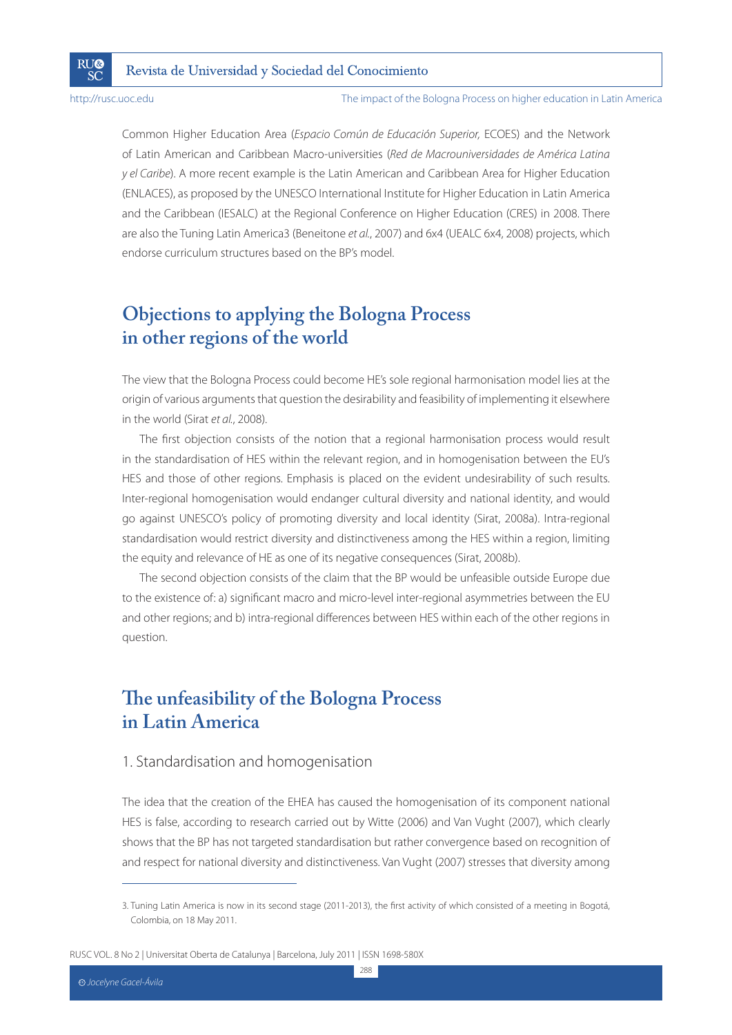Common Higher Education Area (*Espacio Común de Educación Superior,* ECOES) and the Network of Latin American and Caribbean Macro-universities (*Red de Macrouniversidades de América Latina y el Caribe*). A more recent example is the Latin American and Caribbean Area for Higher Education (ENLACES), as proposed by the UNESCO International Institute for Higher Education in Latin America and the Caribbean (IESALC) at the Regional Conference on Higher Education (CRES) in 2008. There are also the Tuning Latin America[3] (Beneitone *et al.*, 2007) and 6x4 (UEALC 6x4, 2008) projects, which endorse curriculum structures based on the BP's model.

## Objections to applying the Bologna Process in other regions of the world

The view that the Bologna Process could become HE's sole regional harmonisation model lies at the origin of various arguments that question the desirability and feasibility of implementing it elsewhere in the world (Sirat *et al.*, 2008).

The first objection consists of the notion that a regional harmonisation process would result in the standardisation of HES within the relevant region, and in homogenisation between the EU's HES and those of other regions. Emphasis is placed on the evident undesirability of such results. Inter-regional homogenisation would endanger cultural diversity and national identity, and would go against UNESCO's policy of promoting diversity and local identity (Sirat, 2008a). Intra-regional standardisation would restrict diversity and distinctiveness among the HES within a region, limiting the equity and relevance of HE as one of its negative consequences (Sirat, 2008b).

The second objection consists of the claim that the BP would be unfeasible outside Europe due to the existence of: a) significant macro and micro-level inter-regional asymmetries between the EU and other regions; and b) intra-regional differences between HES within each of the other regions in question.

## The unfeasibility of the Bologna Process in Latin America

### 1. Standardisation and homogenisation

The idea that the creation of the EHEA has caused the homogenisation of its component national HES is false, according to research carried out by Witte (2006) and Van Vught (2007), which clearly shows that the BP has not targeted standardisation but rather convergence based on recognition of and respect for national diversity and distinctiveness. Van Vught (2007) stresses that diversity among

---

3. Tuning Latin America is now in its second stage (2011-2013), the first activity of which consisted of a meeting in Bogotá, Colombia, on 18 May 2011.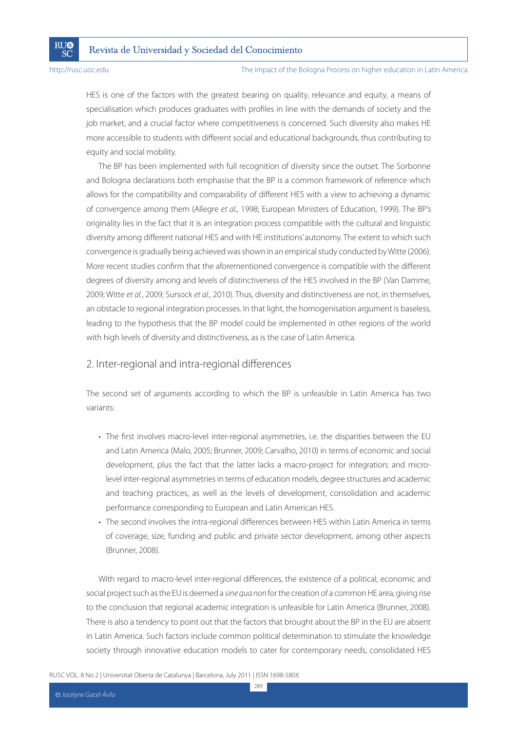HES is one of the factors with the greatest bearing on quality, relevance and equity, a means of specialisation which produces graduates with profiles in line with the demands of society and the job market, and a crucial factor where competitiveness is concerned. Such diversity also makes HE more accessible to students with different social and educational backgrounds, thus contributing to equity and social mobility.

The BP has been implemented with full recognition of diversity since the outset. The Sorbonne and Bologna declarations both emphasise that the BP is a common framework of reference which allows for the compatibility and comparability of different HES with a view to achieving a dynamic of convergence among them (Allegre *et al.*, 1998; European Ministers of Education, 1999). The BP's originality lies in the fact that it is an integration process compatible with the cultural and linguistic diversity among different national HES and with HE institutions' autonomy. The extent to which such convergence is gradually being achieved was shown in an empirical study conducted by Witte (2006). More recent studies confirm that the aforementioned convergence is compatible with the different degrees of diversity among and levels of distinctiveness of the HES involved in the BP (Van Damme, 2009; Witte *et al.*, 2009; Sursock *et al.*, 2010). Thus, diversity and distinctiveness are not, in themselves, an obstacle to regional integration processes. In that light, the homogenisation argument is baseless, leading to the hypothesis that the BP model could be implemented in other regions of the world with high levels of diversity and distinctiveness, as is the case of Latin America.

## 2. Inter-regional and intra-regional differences

The second set of arguments according to which the BP is unfeasible in Latin America has two variants:

- The first involves macro-level inter-regional asymmetries, i.e. the disparities between the EU and Latin America (Malo, 2005; Brunner, 2009; Carvalho, 2010) in terms of economic and social development, plus the fact that the latter lacks a macro-project for integration; and micro-level inter-regional asymmetries in terms of education models, degree structures and academic and teaching practices, as well as the levels of development, consolidation and academic performance corresponding to European and Latin American HES.
- The second involves the intra-regional differences between HES within Latin America in terms of coverage, size, funding and public and private sector development, among other aspects (Brunner, 2008).

With regard to macro-level inter-regional differences, the existence of a political, economic and social project such as the EU is deemed a *sine qua non* for the creation of a common HE area, giving rise to the conclusion that regional academic integration is unfeasible for Latin America (Brunner, 2008). There is also a tendency to point out that the factors that brought about the BP in the EU are absent in Latin America. Such factors include common political determination to stimulate the knowledge society through innovative education models to cater for contemporary needs, consolidated HES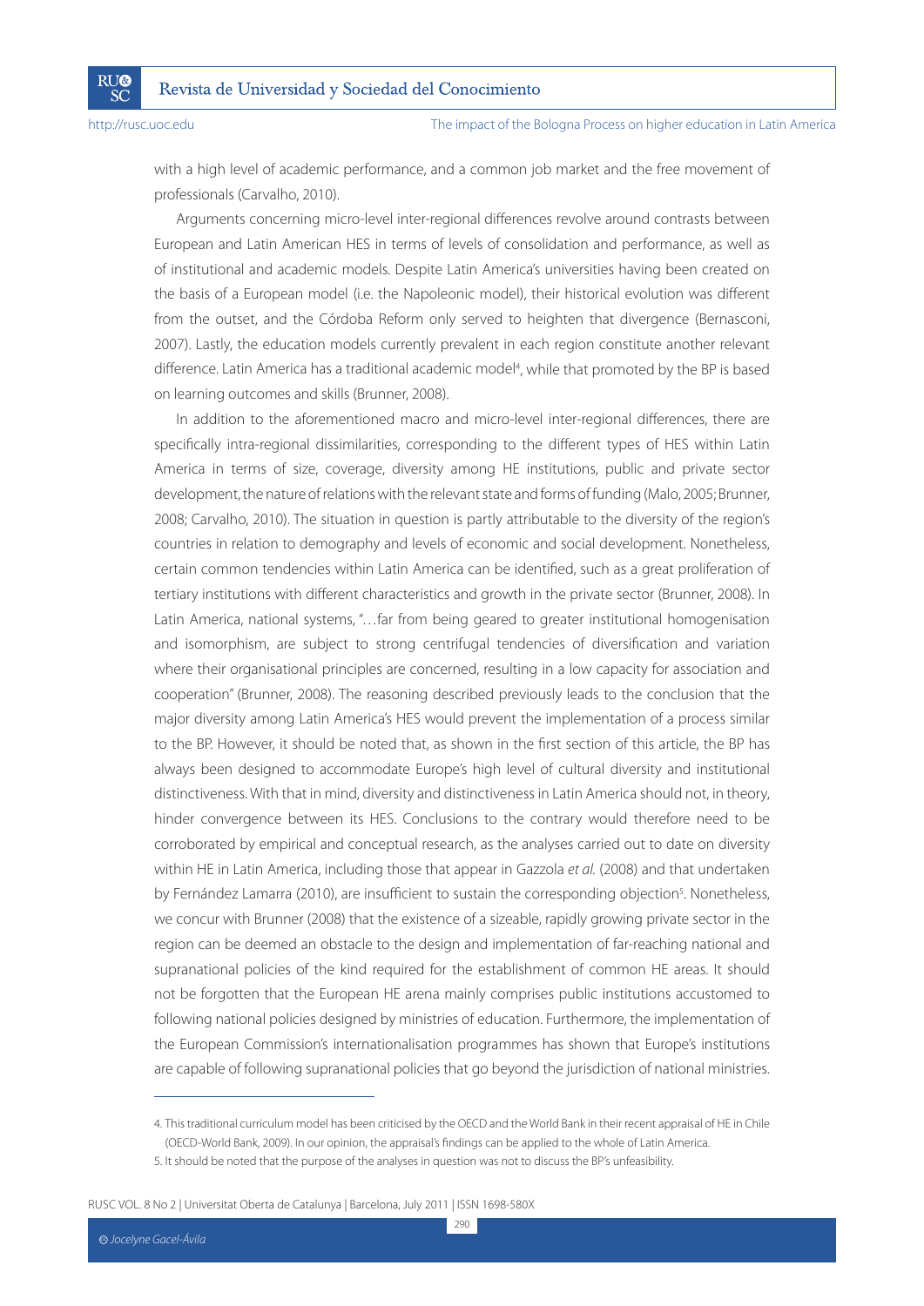with a high level of academic performance, and a common job market and the free movement of professionals (Carvalho, 2010).

Arguments concerning micro-level inter-regional differences revolve around contrasts between European and Latin American HES in terms of levels of consolidation and performance, as well as of institutional and academic models. Despite Latin America's universities having been created on the basis of a European model (i.e. the Napoleonic model), their historical evolution was different from the outset, and the Córdoba Reform only served to heighten that divergence (Bernasconi, 2007). Lastly, the education models currently prevalent in each region constitute another relevant difference. Latin America has a traditional academic model[4], while that promoted by the BP is based on learning outcomes and skills (Brunner, 2008).

In addition to the aforementioned macro and micro-level inter-regional differences, there are specifically intra-regional dissimilarities, corresponding to the different types of HES within Latin America in terms of size, coverage, diversity among HE institutions, public and private sector development, the nature of relations with the relevant state and forms of funding (Malo, 2005; Brunner, 2008; Carvalho, 2010). The situation in question is partly attributable to the diversity of the region's countries in relation to demography and levels of economic and social development. Nonetheless, certain common tendencies within Latin America can be identified, such as a great proliferation of tertiary institutions with different characteristics and growth in the private sector (Brunner, 2008). In Latin America, national systems, "…far from being geared to greater institutional homogenisation and isomorphism, are subject to strong centrifugal tendencies of diversification and variation where their organisational principles are concerned, resulting in a low capacity for association and cooperation" (Brunner, 2008). The reasoning described previously leads to the conclusion that the major diversity among Latin America's HES would prevent the implementation of a process similar to the BP. However, it should be noted that, as shown in the first section of this article, the BP has always been designed to accommodate Europe's high level of cultural diversity and institutional distinctiveness. With that in mind, diversity and distinctiveness in Latin America should not, in theory, hinder convergence between its HES. Conclusions to the contrary would therefore need to be corroborated by empirical and conceptual research, as the analyses carried out to date on diversity within HE in Latin America, including those that appear in Gazzola *et al.* (2008) and that undertaken by Fernández Lamarra (2010), are insufficient to sustain the corresponding objection[5]. Nonetheless, we concur with Brunner (2008) that the existence of a sizeable, rapidly growing private sector in the region can be deemed an obstacle to the design and implementation of far-reaching national and supranational policies of the kind required for the establishment of common HE areas. It should not be forgotten that the European HE arena mainly comprises public institutions accustomed to following national policies designed by ministries of education. Furthermore, the implementation of the European Commission's internationalisation programmes has shown that Europe's institutions are capable of following supranational policies that go beyond the jurisdiction of national ministries.

---

4. This traditional curriculum model has been criticised by the OECD and the World Bank in their recent appraisal of HE in Chile (OECD-World Bank, 2009). In our opinion, the appraisal's findings can be applied to the whole of Latin America.

5. It should be noted that the purpose of the analyses in question was not to discuss the BP's unfeasibility.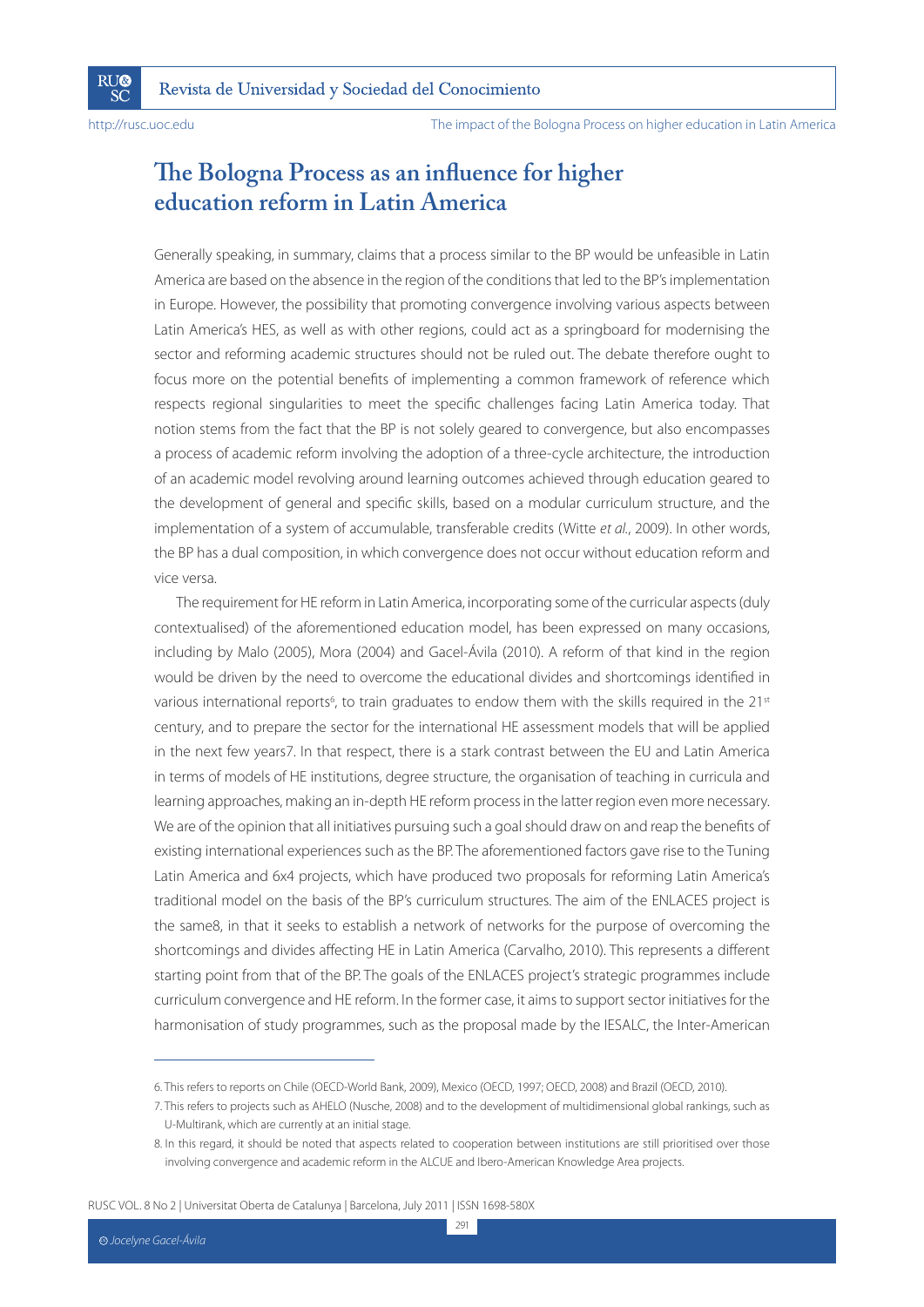# The Bologna Process as an influence for higher education reform in Latin America

Generally speaking, in summary, claims that a process similar to the BP would be unfeasible in Latin America are based on the absence in the region of the conditions that led to the BP's implementation in Europe. However, the possibility that promoting convergence involving various aspects between Latin America's HES, as well as with other regions, could act as a springboard for modernising the sector and reforming academic structures should not be ruled out. The debate therefore ought to focus more on the potential benefits of implementing a common framework of reference which respects regional singularities to meet the specific challenges facing Latin America today. That notion stems from the fact that the BP is not solely geared to convergence, but also encompasses a process of academic reform involving the adoption of a three-cycle architecture, the introduction of an academic model revolving around learning outcomes achieved through education geared to the development of general and specific skills, based on a modular curriculum structure, and the implementation of a system of accumulable, transferable credits (Witte *et al.*, 2009). In other words, the BP has a dual composition, in which convergence does not occur without education reform and vice versa.

The requirement for HE reform in Latin America, incorporating some of the curricular aspects (duly contextualised) of the aforementioned education model, has been expressed on many occasions, including by Malo (2005), Mora (2004) and Gacel-Ávila (2010). A reform of that kind in the region would be driven by the need to overcome the educational divides and shortcomings identified in various international reports[6], to train graduates to endow them with the skills required in the 21st century, and to prepare the sector for the international HE assessment models that will be applied in the next few years7. In that respect, there is a stark contrast between the EU and Latin America in terms of models of HE institutions, degree structure, the organisation of teaching in curricula and learning approaches, making an in-depth HE reform process in the latter region even more necessary. We are of the opinion that all initiatives pursuing such a goal should draw on and reap the benefits of existing international experiences such as the BP. The aforementioned factors gave rise to the Tuning Latin America and 6x4 projects, which have produced two proposals for reforming Latin America's traditional model on the basis of the BP's curriculum structures. The aim of the ENLACES project is the same8, in that it seeks to establish a network of networks for the purpose of overcoming the shortcomings and divides affecting HE in Latin America (Carvalho, 2010). This represents a different starting point from that of the BP. The goals of the ENLACES project's strategic programmes include curriculum convergence and HE reform. In the former case, it aims to support sector initiatives for the harmonisation of study programmes, such as the proposal made by the IESALC, the Inter-American

---

6. This refers to reports on Chile (OECD-World Bank, 2009), Mexico (OECD, 1997; OECD, 2008) and Brazil (OECD, 2010).

7. This refers to projects such as AHELO (Nusche, 2008) and to the development of multidimensional global rankings, such as U-Multirank, which are currently at an initial stage.

8. In this regard, it should be noted that aspects related to cooperation between institutions are still prioritised over those involving convergence and academic reform in the ALCUE and Ibero-American Knowledge Area projects.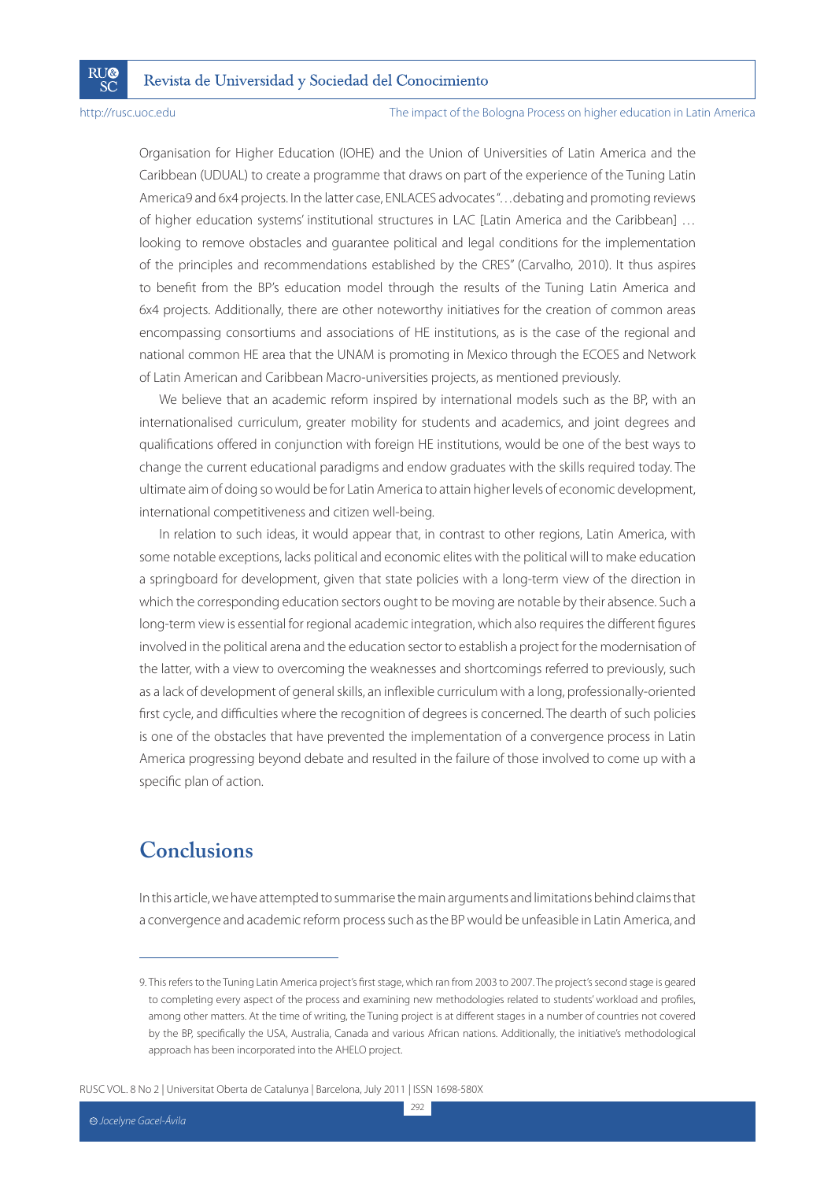Organisation for Higher Education (IOHE) and the Union of Universities of Latin America and the Caribbean (UDUAL) to create a programme that draws on part of the experience of the Tuning Latin America[9] and 6x4 projects. In the latter case, ENLACES advocates "…debating and promoting reviews of higher education systems' institutional structures in LAC [Latin America and the Caribbean] … looking to remove obstacles and guarantee political and legal conditions for the implementation of the principles and recommendations established by the CRES" (Carvalho, 2010). It thus aspires to benefit from the BP's education model through the results of the Tuning Latin America and 6x4 projects. Additionally, there are other noteworthy initiatives for the creation of common areas encompassing consortiums and associations of HE institutions, as is the case of the regional and national common HE area that the UNAM is promoting in Mexico through the ECOES and Network of Latin American and Caribbean Macro-universities projects, as mentioned previously.

We believe that an academic reform inspired by international models such as the BP, with an internationalised curriculum, greater mobility for students and academics, and joint degrees and qualifications offered in conjunction with foreign HE institutions, would be one of the best ways to change the current educational paradigms and endow graduates with the skills required today. The ultimate aim of doing so would be for Latin America to attain higher levels of economic development, international competitiveness and citizen well-being.

In relation to such ideas, it would appear that, in contrast to other regions, Latin America, with some notable exceptions, lacks political and economic elites with the political will to make education a springboard for development, given that state policies with a long-term view of the direction in which the corresponding education sectors ought to be moving are notable by their absence. Such a long-term view is essential for regional academic integration, which also requires the different figures involved in the political arena and the education sector to establish a project for the modernisation of the latter, with a view to overcoming the weaknesses and shortcomings referred to previously, such as a lack of development of general skills, an inflexible curriculum with a long, professionally-oriented first cycle, and difficulties where the recognition of degrees is concerned. The dearth of such policies is one of the obstacles that have prevented the implementation of a convergence process in Latin America progressing beyond debate and resulted in the failure of those involved to come up with a specific plan of action.

## Conclusions

In this article, we have attempted to summarise the main arguments and limitations behind claims that a convergence and academic reform process such as the BP would be unfeasible in Latin America, and

---

9. This refers to the Tuning Latin America project's first stage, which ran from 2003 to 2007. The project's second stage is geared to completing every aspect of the process and examining new methodologies related to students' workload and profiles, among other matters. At the time of writing, the Tuning project is at different stages in a number of countries not covered by the BP, specifically the USA, Australia, Canada and various African nations. Additionally, the initiative's methodological approach has been incorporated into the AHELO project.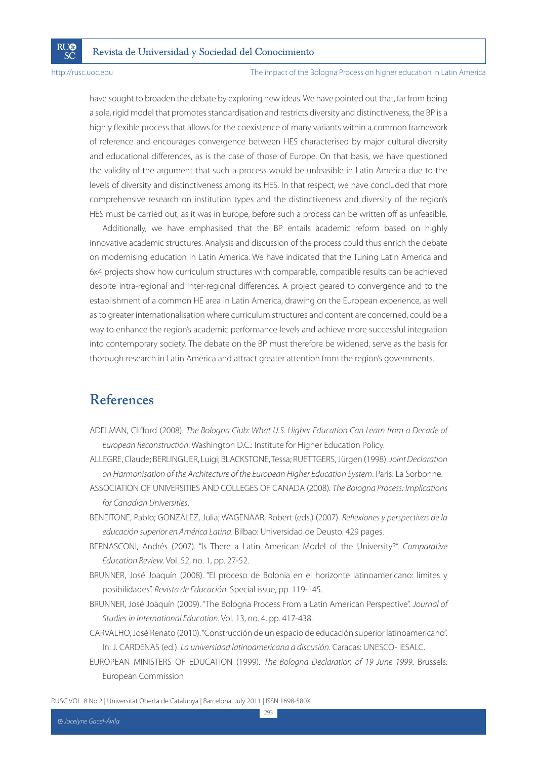have sought to broaden the debate by exploring new ideas. We have pointed out that, far from being a sole, rigid model that promotes standardisation and restricts diversity and distinctiveness, the BP is a highly flexible process that allows for the coexistence of many variants within a common framework of reference and encourages convergence between HES characterised by major cultural diversity and educational differences, as is the case of those of Europe. On that basis, we have questioned the validity of the argument that such a process would be unfeasible in Latin America due to the levels of diversity and distinctiveness among its HES. In that respect, we have concluded that more comprehensive research on institution types and the distinctiveness and diversity of the region's HES must be carried out, as it was in Europe, before such a process can be written off as unfeasible.

Additionally, we have emphasised that the BP entails academic reform based on highly innovative academic structures. Analysis and discussion of the process could thus enrich the debate on modernising education in Latin America. We have indicated that the Tuning Latin America and 6x4 projects show how curriculum structures with comparable, compatible results can be achieved despite intra-regional and inter-regional differences. A project geared to convergence and to the establishment of a common HE area in Latin America, drawing on the European experience, as well as to greater internationalisation where curriculum structures and content are concerned, could be a way to enhance the region's academic performance levels and achieve more successful integration into contemporary society. The debate on the BP must therefore be widened, serve as the basis for thorough research in Latin America and attract greater attention from the region's governments.

## References

ADELMAN, Clifford (2008). *The Bologna Club: What U.S. Higher Education Can Learn from a Decade of European Reconstruction*. Washington D.C.: Institute for Higher Education Policy.

ALLEGRE, Claude; BERLINGUER, Luigi; BLACKSTONE, Tessa; RUETTGERS, Jürgen (1998). *Joint Declaration on Harmonisation of the Architecture of the European Higher Education System*. Paris: La Sorbonne.

ASSOCIATION OF UNIVERSITIES AND COLLEGES OF CANADA (2008). *The Bologna Process: Implications for Canadian Universities*.

BENEITONE, Pablo; GONZÁLEZ, Julia; WAGENAAR, Robert (eds.) (2007). *Reflexiones y perspectivas de la educación superior en América Latina*. Bilbao: Universidad de Deusto. 429 pages.

BERNASCONI, Andrés (2007). "Is There a Latin American Model of the University?". *Comparative Education Review*. Vol. 52, no. 1, pp. 27-52.

BRUNNER, José Joaquín (2008). "El proceso de Bolonia en el horizonte latinoamericano: límites y posibilidades". *Revista de Educación*. Special issue, pp. 119-145.

BRUNNER, José Joaquín (2009). "The Bologna Process From a Latin American Perspective". *Journal of Studies in International Education*. Vol. 13, no. 4, pp. 417-438.

CARVALHO, José Renato (2010). "Construcción de un espacio de educación superior latinoamericano". In: J. CARDENAS (ed.). *La universidad latinoamericana a discusión*. Caracas: UNESCO- IESALC.

EUROPEAN MINISTERS OF EDUCATION (1999). *The Bologna Declaration of 19 June 1999*. Brussels: European Commission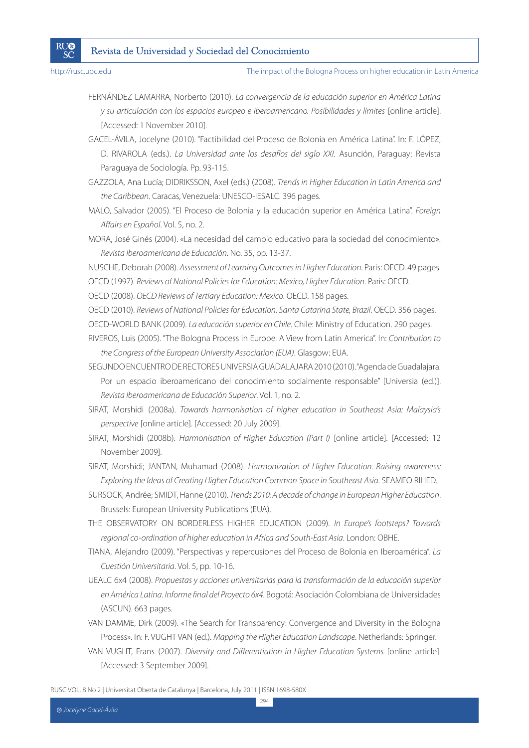FERNÁNDEZ LAMARRA, Norberto (2010). *La convergencia de la educación superior en América Latina y su articulación con los espacios europeo e iberoamericano. Posibilidades y límites* [online article]. [Accessed: 1 November 2010].

GACEL-ÁVILA, Jocelyne (2010). "Factibilidad del Proceso de Bolonia en América Latina". In: F. LÓPEZ, D. RIVAROLA (eds.). *La Universidad ante los desafíos del siglo XXI*. Asunción, Paraguay: Revista Paraguaya de Sociología. Pp. 93-115.

GAZZOLA, Ana Lucía; DIDRIKSSON, Axel (eds.) (2008). *Trends in Higher Education in Latin America and the Caribbean*. Caracas, Venezuela: UNESCO-IESALC. 396 pages.

MALO, Salvador (2005). "El Proceso de Bolonia y la educación superior en América Latina". *Foreign Affairs en Español*. Vol. 5, no. 2.

MORA, José Ginés (2004). «La necesidad del cambio educativo para la sociedad del conocimiento». *Revista Iberoamericana de Educación*. No. 35, pp. 13-37.

NUSCHE, Deborah (2008). *Assessment of Learning Outcomes in Higher Education*. Paris: OECD. 49 pages.

OECD (1997). *Reviews of National Policies for Education: Mexico, Higher Education*. Paris: OECD.

OECD (2008). *OECD Reviews of Tertiary Education: Mexico*. OECD. 158 pages.

OECD (2010). *Reviews of National Policies for Education. Santa Catarina State, Brazil*. OECD. 356 pages.

OECD-WORLD BANK (2009). *La educación superior en Chile*. Chile: Ministry of Education. 290 pages.

RIVEROS, Luis (2005). "The Bologna Process in Europe. A View from Latin America". In: *Contribution to the Congress of the European University Association (EUA)*. Glasgow: EUA.

SEGUNDO ENCUENTRO DE RECTORES UNIVERSIA GUADALAJARA 2010 (2010). "Agenda de Guadalajara. Por un espacio iberoamericano del conocimiento socialmente responsable" [Universia (ed.)]. *Revista Iberoamericana de Educación Superior*. Vol. 1, no. 2.

SIRAT, Morshidi (2008a). *Towards harmonisation of higher education in Southeast Asia: Malaysia's perspective* [online article]. [Accessed: 20 July 2009].

SIRAT, Morshidi (2008b). *Harmonisation of Higher Education (Part I)* [online article]. [Accessed: 12 November 2009].

SIRAT, Morshidi; JANTAN, Muhamad (2008). *Harmonization of Higher Education. Raising awareness: Exploring the Ideas of Creating Higher Education Common Space in Southeast Asia*. SEAMEO RIHED.

SURSOCK, Andrée; SMIDT, Hanne (2010). *Trends 2010: A decade of change in European Higher Education*. Brussels: European University Publications (EUA).

THE OBSERVATORY ON BORDERLESS HIGHER EDUCATION (2009). *In Europe's footsteps? Towards regional co-ordination of higher education in Africa and South-East Asia*. London: OBHE.

TIANA, Alejandro (2009). "Perspectivas y repercusiones del Proceso de Bolonia en Iberoamérica". *La Cuestión Universitaria*. Vol. 5, pp. 10-16.

UEALC 6x4 (2008). *Propuestas y acciones universitarias para la transformación de la educación superior en América Latina. Informe final del Proyecto 6x4*. Bogotá: Asociación Colombiana de Universidades (ASCUN). 663 pages.

VAN DAMME, Dirk (2009). «The Search for Transparency: Convergence and Diversity in the Bologna Process». In: F. VUGHT VAN (ed.). *Mapping the Higher Education Landscape*. Netherlands: Springer.

VAN VUGHT, Frans (2007). *Diversity and Differentiation in Higher Education Systems* [online article]. [Accessed: 3 September 2009].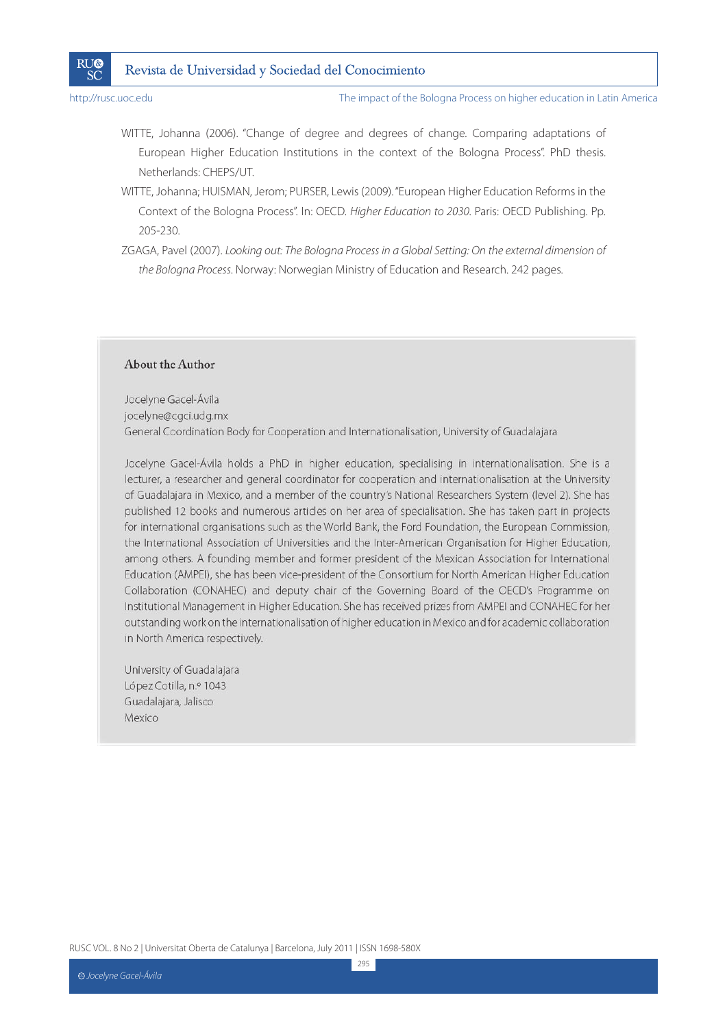WITTE, Johanna (2006). "Change of degree and degrees of change. Comparing adaptations of European Higher Education Institutions in the context of the Bologna Process". PhD thesis. Netherlands: CHEPS/UT.

WITTE, Johanna; HUISMAN, Jerom; PURSER, Lewis (2009). "European Higher Education Reforms in the Context of the Bologna Process". In: OECD. *Higher Education to 2030*. Paris: OECD Publishing. Pp. 205-230.

ZGAGA, Pavel (2007). *Looking out: The Bologna Process in a Global Setting: On the external dimension of the Bologna Process*. Norway: Norwegian Ministry of Education and Research. 242 pages.

## About the Author

Jocelyne Gacel-Ávila
jocelyne@cgci.udg.mx
General Coordination Body for Cooperation and Internationalisation, University of Guadalajara

Jocelyne Gacel-Ávila holds a PhD in higher education, specialising in internationalisation. She is a lecturer, a researcher and general coordinator for cooperation and internationalisation at the University of Guadalajara in Mexico, and a member of the country's National Researchers System (level 2). She has published 12 books and numerous articles on her area of specialisation. She has taken part in projects for international organisations such as the World Bank, the Ford Foundation, the European Commission, the International Association of Universities and the Inter-American Organisation for Higher Education, among others. A founding member and former president of the Mexican Association for International Education (AMPEI), she has been vice-president of the Consortium for North American Higher Education Collaboration (CONAHEC) and deputy chair of the Governing Board of the OECD's Programme on Institutional Management in Higher Education. She has received prizes from AMPEI and CONAHEC for her outstanding work on the internationalisation of higher education in Mexico and for academic collaboration in North America respectively.

University of Guadalajara
López Cotilla, n.º 1043
Guadalajara, Jalisco
Mexico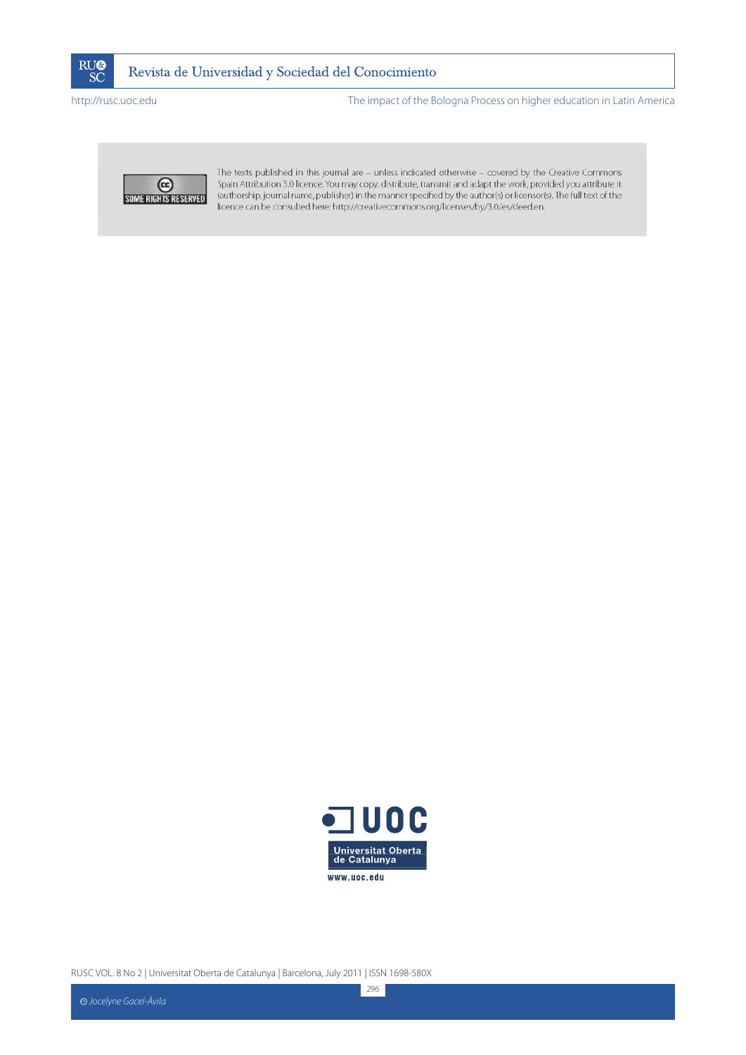SOME RIGHTS RESERVED

The texts published in this journal are – unless indicated otherwise – covered by the Creative Commons Spain Attribution 3.0 licence. You may copy, distribute, transmit and adapt the work, provided you attribute it (authorship, journal name, publisher) in the manner specified by the author(s) or licensor(s). The full text of the licence can be consulted here: http://creativecommons.org/licenses/by/3.0/es/deed.en.

UOC
Universitat Oberta de Catalunya
www.uoc.edu